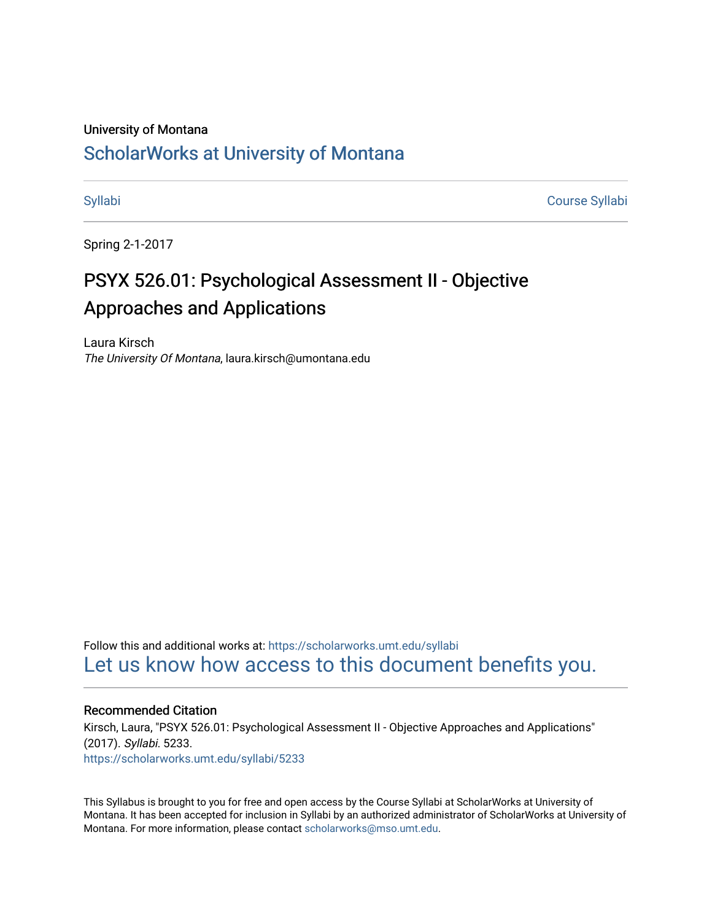University of Montana

# ScholarWorks at University of Montana

Syllabi | Course Syllabi

Spring 2-1-2017

# PSYX 526.01: Psychological Assessment II - Objective Approaches and Applications

Laura Kirsch
*The University Of Montana*, laura.kirsch@umontana.edu

Follow this and additional works at: https://scholarworks.umt.edu/syllabi
Let us know how access to this document benefits you.

## Recommended Citation

Kirsch, Laura, "PSYX 526.01: Psychological Assessment II - Objective Approaches and Applications" (2017). *Syllabi*. 5233.
https://scholarworks.umt.edu/syllabi/5233

This Syllabus is brought to you for free and open access by the Course Syllabi at ScholarWorks at University of Montana. It has been accepted for inclusion in Syllabi by an authorized administrator of ScholarWorks at University of Montana. For more information, please contact scholarworks@mso.umt.edu.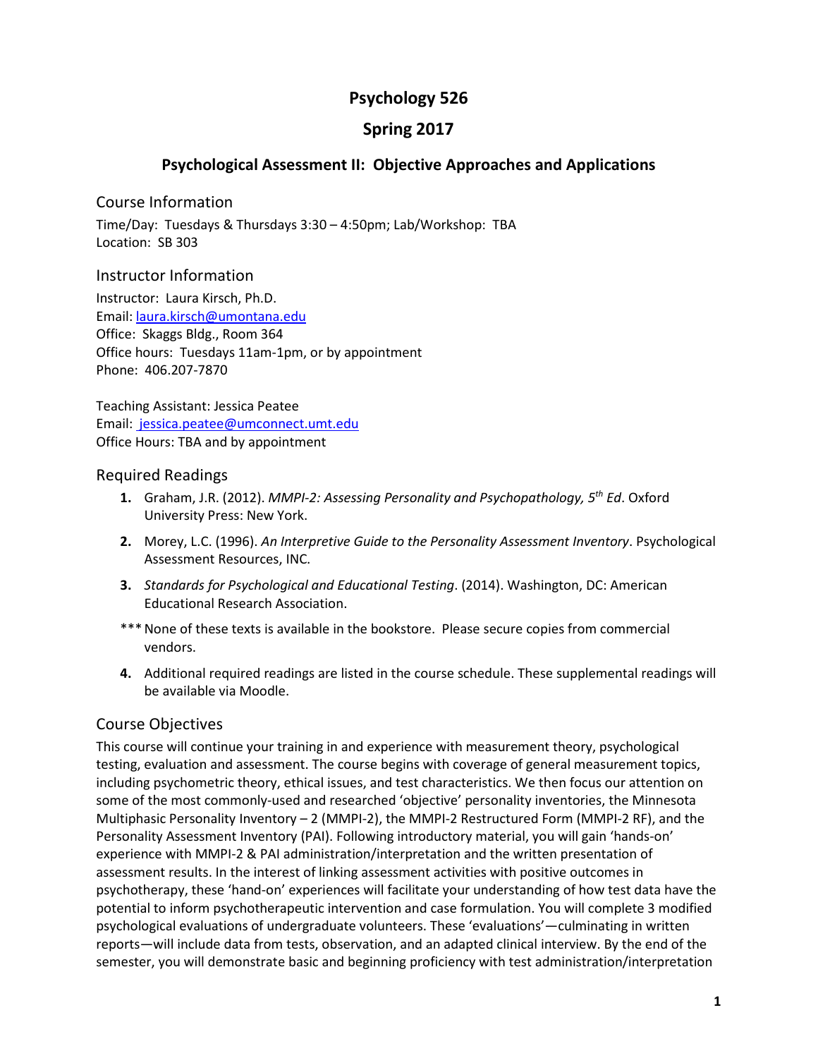# Psychology 526

## Spring 2017

### Psychological Assessment II: Objective Approaches and Applications

## Course Information

Time/Day: Tuesdays & Thursdays 3:30 – 4:50pm; Lab/Workshop: TBA
Location: SB 303

## Instructor Information

Instructor: Laura Kirsch, Ph.D.
Email: laura.kirsch@umontana.edu
Office: Skaggs Bldg., Room 364
Office hours: Tuesdays 11am-1pm, or by appointment
Phone: 406.207-7870

Teaching Assistant: Jessica Peatee
Email: jessica.peatee@umconnect.umt.edu
Office Hours: TBA and by appointment

## Required Readings

1. Graham, J.R. (2012). *MMPI-2: Assessing Personality and Psychopathology, 5th Ed*. Oxford University Press: New York.
2. Morey, L.C. (1996). *An Interpretive Guide to the Personality Assessment Inventory*. Psychological Assessment Resources, INC.
3. *Standards for Psychological and Educational Testing*. (2014). Washington, DC: American Educational Research Association.

*** None of these texts is available in the bookstore. Please secure copies from commercial vendors.

4. Additional required readings are listed in the course schedule. These supplemental readings will be available via Moodle.

## Course Objectives

This course will continue your training in and experience with measurement theory, psychological testing, evaluation and assessment. The course begins with coverage of general measurement topics, including psychometric theory, ethical issues, and test characteristics. We then focus our attention on some of the most commonly-used and researched 'objective' personality inventories, the Minnesota Multiphasic Personality Inventory – 2 (MMPI-2), the MMPI-2 Restructured Form (MMPI-2 RF), and the Personality Assessment Inventory (PAI). Following introductory material, you will gain 'hands-on' experience with MMPI-2 & PAI administration/interpretation and the written presentation of assessment results. In the interest of linking assessment activities with positive outcomes in psychotherapy, these 'hand-on' experiences will facilitate your understanding of how test data have the potential to inform psychotherapeutic intervention and case formulation. You will complete 3 modified psychological evaluations of undergraduate volunteers. These 'evaluations'—culminating in written reports—will include data from tests, observation, and an adapted clinical interview. By the end of the semester, you will demonstrate basic and beginning proficiency with test administration/interpretation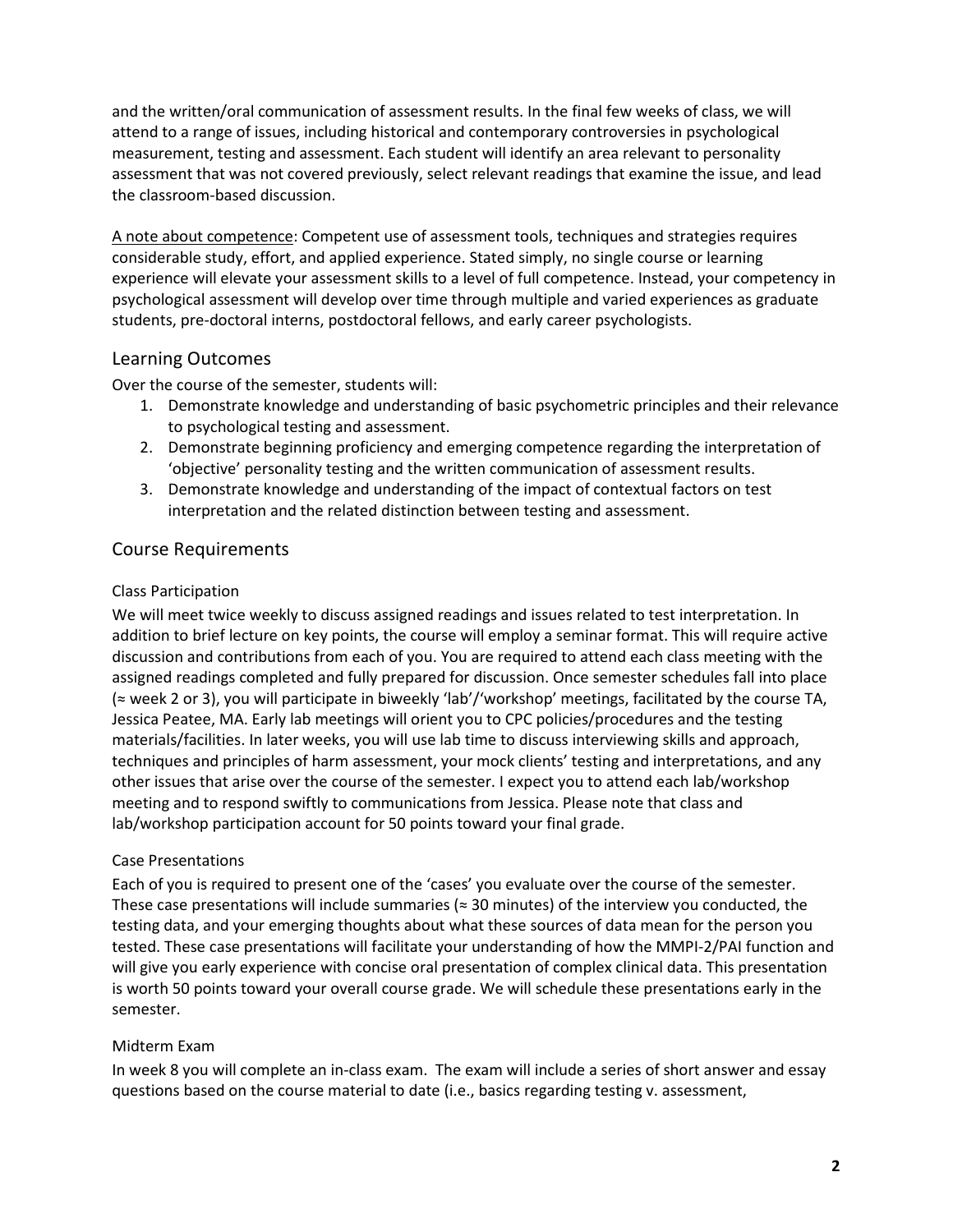and the written/oral communication of assessment results. In the final few weeks of class, we will attend to a range of issues, including historical and contemporary controversies in psychological measurement, testing and assessment. Each student will identify an area relevant to personality assessment that was not covered previously, select relevant readings that examine the issue, and lead the classroom-based discussion.

<u>A note about competence</u>: Competent use of assessment tools, techniques and strategies requires considerable study, effort, and applied experience. Stated simply, no single course or learning experience will elevate your assessment skills to a level of full competence. Instead, your competency in psychological assessment will develop over time through multiple and varied experiences as graduate students, pre-doctoral interns, postdoctoral fellows, and early career psychologists.

## Learning Outcomes

Over the course of the semester, students will:

1. Demonstrate knowledge and understanding of basic psychometric principles and their relevance to psychological testing and assessment.
2. Demonstrate beginning proficiency and emerging competence regarding the interpretation of 'objective' personality testing and the written communication of assessment results.
3. Demonstrate knowledge and understanding of the impact of contextual factors on test interpretation and the related distinction between testing and assessment.

## Course Requirements

### Class Participation

We will meet twice weekly to discuss assigned readings and issues related to test interpretation. In addition to brief lecture on key points, the course will employ a seminar format. This will require active discussion and contributions from each of you. You are required to attend each class meeting with the assigned readings completed and fully prepared for discussion. Once semester schedules fall into place (≈ week 2 or 3), you will participate in biweekly 'lab'/'workshop' meetings, facilitated by the course TA, Jessica Peatee, MA. Early lab meetings will orient you to CPC policies/procedures and the testing materials/facilities. In later weeks, you will use lab time to discuss interviewing skills and approach, techniques and principles of harm assessment, your mock clients' testing and interpretations, and any other issues that arise over the course of the semester. I expect you to attend each lab/workshop meeting and to respond swiftly to communications from Jessica. Please note that class and lab/workshop participation account for 50 points toward your final grade.

### Case Presentations

Each of you is required to present one of the 'cases' you evaluate over the course of the semester. These case presentations will include summaries (≈ 30 minutes) of the interview you conducted, the testing data, and your emerging thoughts about what these sources of data mean for the person you tested. These case presentations will facilitate your understanding of how the MMPI-2/PAI function and will give you early experience with concise oral presentation of complex clinical data. This presentation is worth 50 points toward your overall course grade. We will schedule these presentations early in the semester.

### Midterm Exam

In week 8 you will complete an in-class exam. The exam will include a series of short answer and essay questions based on the course material to date (i.e., basics regarding testing v. assessment,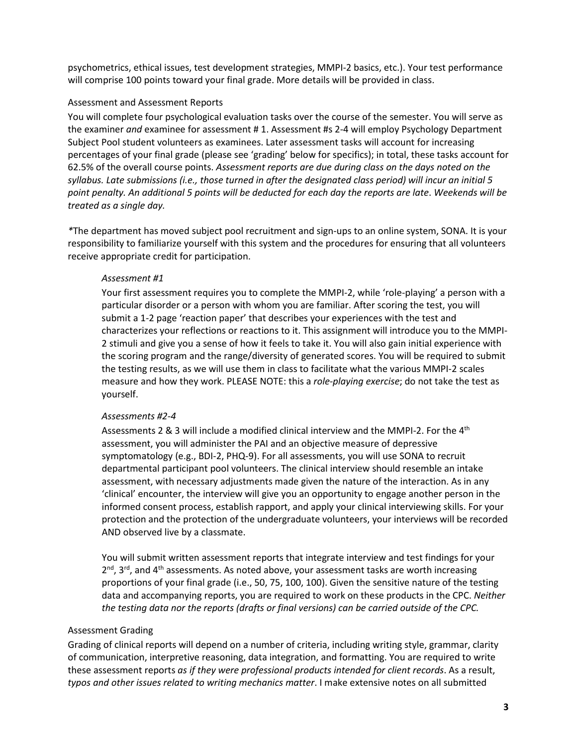psychometrics, ethical issues, test development strategies, MMPI-2 basics, etc.). Your test performance will comprise 100 points toward your final grade. More details will be provided in class.

### Assessment and Assessment Reports

You will complete four psychological evaluation tasks over the course of the semester. You will serve as the examiner *and* examinee for assessment # 1. Assessment #s 2-4 will employ Psychology Department Subject Pool student volunteers as examinees. Later assessment tasks will account for increasing percentages of your final grade (please see 'grading' below for specifics); in total, these tasks account for 62.5% of the overall course points. *Assessment reports are due during class on the days noted on the syllabus. Late submissions (i.e., those turned in after the designated class period) will incur an initial 5 point penalty. An additional 5 points will be deducted for each day the reports are late. Weekends will be treated as a single day.*

*The department has moved subject pool recruitment and sign-ups to an online system, SONA. It is your responsibility to familiarize yourself with this system and the procedures for ensuring that all volunteers receive appropriate credit for participation.

#### *Assessment #1*

Your first assessment requires you to complete the MMPI-2, while 'role-playing' a person with a particular disorder or a person with whom you are familiar. After scoring the test, you will submit a 1-2 page 'reaction paper' that describes your experiences with the test and characterizes your reflections or reactions to it. This assignment will introduce you to the MMPI-2 stimuli and give you a sense of how it feels to take it. You will also gain initial experience with the scoring program and the range/diversity of generated scores. You will be required to submit the testing results, as we will use them in class to facilitate what the various MMPI-2 scales measure and how they work. PLEASE NOTE: this a *role-playing exercise*; do not take the test as yourself.

#### *Assessments #2-4*

Assessments 2 & 3 will include a modified clinical interview and the MMPI-2. For the 4th assessment, you will administer the PAI and an objective measure of depressive symptomatology (e.g., BDI-2, PHQ-9). For all assessments, you will use SONA to recruit departmental participant pool volunteers. The clinical interview should resemble an intake assessment, with necessary adjustments made given the nature of the interaction. As in any 'clinical' encounter, the interview will give you an opportunity to engage another person in the informed consent process, establish rapport, and apply your clinical interviewing skills. For your protection and the protection of the undergraduate volunteers, your interviews will be recorded AND observed live by a classmate.

You will submit written assessment reports that integrate interview and test findings for your 2nd, 3rd, and 4th assessments. As noted above, your assessment tasks are worth increasing proportions of your final grade (i.e., 50, 75, 100, 100). Given the sensitive nature of the testing data and accompanying reports, you are required to work on these products in the CPC. *Neither the testing data nor the reports (drafts or final versions) can be carried outside of the CPC.*

### Assessment Grading

Grading of clinical reports will depend on a number of criteria, including writing style, grammar, clarity of communication, interpretive reasoning, data integration, and formatting. You are required to write these assessment reports *as if they were professional products intended for client records*. As a result, *typos and other issues related to writing mechanics matter*. I make extensive notes on all submitted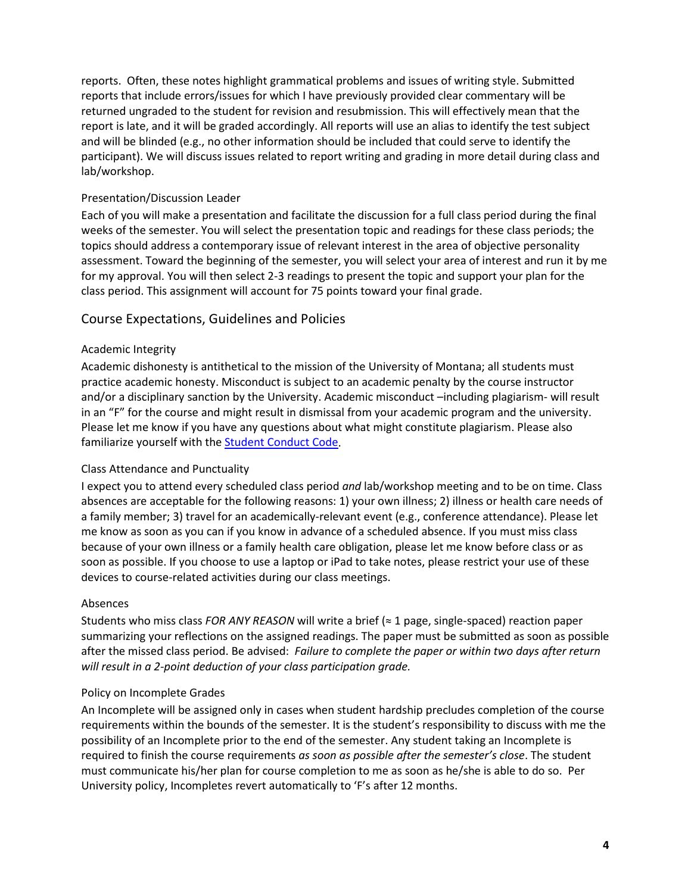reports. Often, these notes highlight grammatical problems and issues of writing style. Submitted reports that include errors/issues for which I have previously provided clear commentary will be returned ungraded to the student for revision and resubmission. This will effectively mean that the report is late, and it will be graded accordingly. All reports will use an alias to identify the test subject and will be blinded (e.g., no other information should be included that could serve to identify the participant). We will discuss issues related to report writing and grading in more detail during class and lab/workshop.

### Presentation/Discussion Leader

Each of you will make a presentation and facilitate the discussion for a full class period during the final weeks of the semester. You will select the presentation topic and readings for these class periods; the topics should address a contemporary issue of relevant interest in the area of objective personality assessment. Toward the beginning of the semester, you will select your area of interest and run it by me for my approval. You will then select 2-3 readings to present the topic and support your plan for the class period. This assignment will account for 75 points toward your final grade.

## Course Expectations, Guidelines and Policies

### Academic Integrity

Academic dishonesty is antithetical to the mission of the University of Montana; all students must practice academic honesty. Misconduct is subject to an academic penalty by the course instructor and/or a disciplinary sanction by the University. Academic misconduct –including plagiarism- will result in an "F" for the course and might result in dismissal from your academic program and the university. Please let me know if you have any questions about what might constitute plagiarism. Please also familiarize yourself with the Student Conduct Code.

### Class Attendance and Punctuality

I expect you to attend every scheduled class period *and* lab/workshop meeting and to be on time. Class absences are acceptable for the following reasons: 1) your own illness; 2) illness or health care needs of a family member; 3) travel for an academically-relevant event (e.g., conference attendance). Please let me know as soon as you can if you know in advance of a scheduled absence. If you must miss class because of your own illness or a family health care obligation, please let me know before class or as soon as possible. If you choose to use a laptop or iPad to take notes, please restrict your use of these devices to course-related activities during our class meetings.

### Absences

Students who miss class *FOR ANY REASON* will write a brief (≈ 1 page, single-spaced) reaction paper summarizing your reflections on the assigned readings. The paper must be submitted as soon as possible after the missed class period. Be advised: *Failure to complete the paper or within two days after return will result in a 2-point deduction of your class participation grade.*

### Policy on Incomplete Grades

An Incomplete will be assigned only in cases when student hardship precludes completion of the course requirements within the bounds of the semester. It is the student's responsibility to discuss with me the possibility of an Incomplete prior to the end of the semester. Any student taking an Incomplete is required to finish the course requirements *as soon as possible after the semester's close*. The student must communicate his/her plan for course completion to me as soon as he/she is able to do so. Per University policy, Incompletes revert automatically to 'F's after 12 months.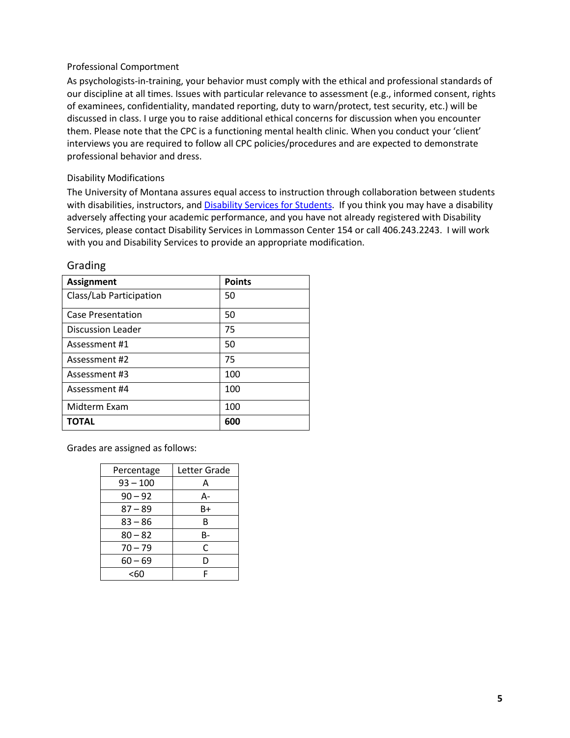### Professional Comportment

As psychologists-in-training, your behavior must comply with the ethical and professional standards of our discipline at all times. Issues with particular relevance to assessment (e.g., informed consent, rights of examinees, confidentiality, mandated reporting, duty to warn/protect, test security, etc.) will be discussed in class. I urge you to raise additional ethical concerns for discussion when you encounter them. Please note that the CPC is a functioning mental health clinic. When you conduct your 'client' interviews you are required to follow all CPC policies/procedures and are expected to demonstrate professional behavior and dress.

### Disability Modifications

The University of Montana assures equal access to instruction through collaboration between students with disabilities, instructors, and Disability Services for Students. If you think you may have a disability adversely affecting your academic performance, and you have not already registered with Disability Services, please contact Disability Services in Lommasson Center 154 or call 406.243.2243. I will work with you and Disability Services to provide an appropriate modification.

## Grading

| Assignment | Points |
|---|---|
| Class/Lab Participation | 50 |
| Case Presentation | 50 |
| Discussion Leader | 75 |
| Assessment #1 | 50 |
| Assessment #2 | 75 |
| Assessment #3 | 100 |
| Assessment #4 | 100 |
| Midterm Exam | 100 |
| **TOTAL** | **600** |

Grades are assigned as follows:

| Percentage | Letter Grade |
|---|---|
| 93 – 100 | A |
| 90 – 92 | A- |
| 87 – 89 | B+ |
| 83 – 86 | B |
| 80 – 82 | B- |
| 70 – 79 | C |
| 60 – 69 | D |
| <60 | F |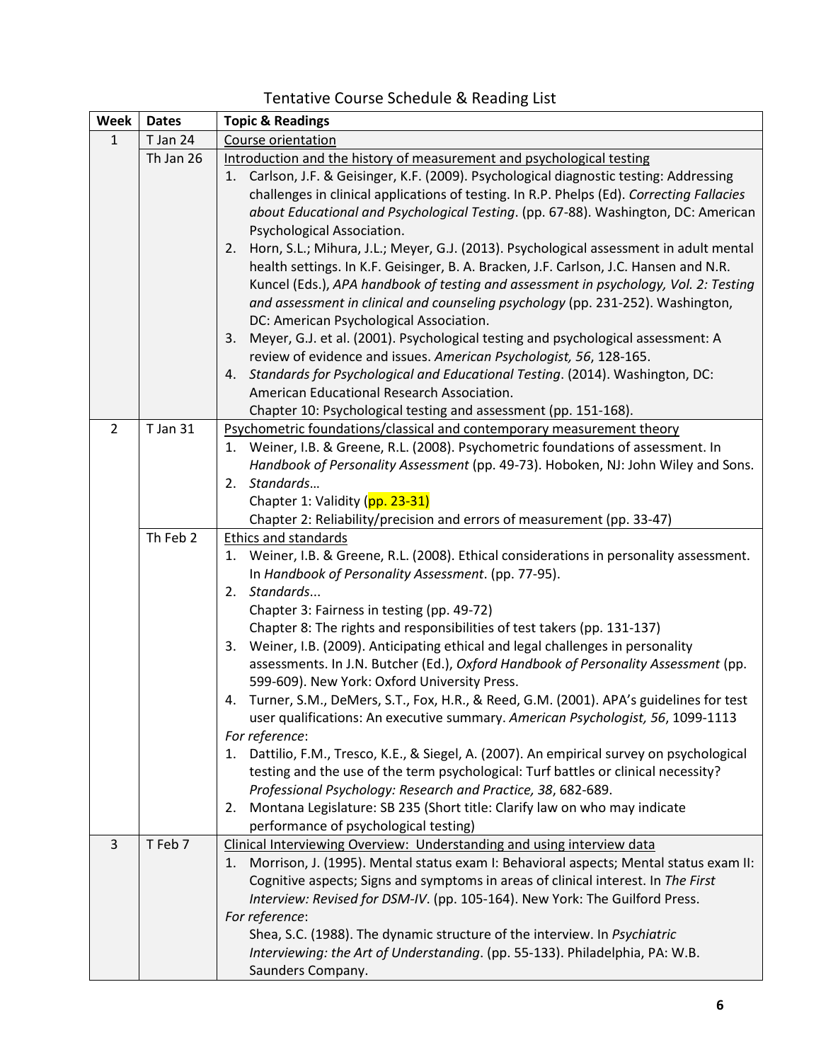# Tentative Course Schedule & Reading List

| Week | Dates | Topic & Readings |
| --- | --- | --- |
| 1 | T Jan 24 | Course orientation |
| | Th Jan 26 | Introduction and the history of measurement and psychological testing<br>1. Carlson, J.F. & Geisinger, K.F. (2009). Psychological diagnostic testing: Addressing challenges in clinical applications of testing. In R.P. Phelps (Ed). *Correcting Fallacies about Educational and Psychological Testing*. (pp. 67-88). Washington, DC: American Psychological Association.<br>2. Horn, S.L.; Mihura, J.L.; Meyer, G.J. (2013). Psychological assessment in adult mental health settings. In K.F. Geisinger, B. A. Bracken, J.F. Carlson, J.C. Hansen and N.R. Kuncel (Eds.), *APA handbook of testing and assessment in psychology, Vol. 2: Testing and assessment in clinical and counseling psychology* (pp. 231-252). Washington, DC: American Psychological Association.<br>3. Meyer, G.J. et al. (2001). Psychological testing and psychological assessment: A review of evidence and issues. *American Psychologist, 56*, 128-165.<br>4. *Standards for Psychological and Educational Testing*. (2014). Washington, DC: American Educational Research Association.<br>Chapter 10: Psychological testing and assessment (pp. 151-168). |
| 2 | T Jan 31 | Psychometric foundations/classical and contemporary measurement theory<br>1. Weiner, I.B. & Greene, R.L. (2008). Psychometric foundations of assessment. In *Handbook of Personality Assessment* (pp. 49-73). Hoboken, NJ: John Wiley and Sons.<br>2. *Standards…*<br>Chapter 1: Validity (pp. 23-31)<br>Chapter 2: Reliability/precision and errors of measurement (pp. 33-47) |
| | Th Feb 2 | Ethics and standards<br>1. Weiner, I.B. & Greene, R.L. (2008). Ethical considerations in personality assessment. In *Handbook of Personality Assessment*. (pp. 77-95).<br>2. *Standards*...<br>Chapter 3: Fairness in testing (pp. 49-72)<br>Chapter 8: The rights and responsibilities of test takers (pp. 131-137)<br>3. Weiner, I.B. (2009). Anticipating ethical and legal challenges in personality assessments. In J.N. Butcher (Ed.), *Oxford Handbook of Personality Assessment* (pp. 599-609). New York: Oxford University Press.<br>4. Turner, S.M., DeMers, S.T., Fox, H.R., & Reed, G.M. (2001). APA's guidelines for test user qualifications: An executive summary. *American Psychologist, 56*, 1099-1113<br>*For reference*:<br>1. Dattilio, F.M., Tresco, K.E., & Siegel, A. (2007). An empirical survey on psychological testing and the use of the term psychological: Turf battles or clinical necessity? *Professional Psychology: Research and Practice, 38*, 682-689.<br>2. Montana Legislature: SB 235 (Short title: Clarify law on who may indicate performance of psychological testing) |
| 3 | T Feb 7 | Clinical Interviewing Overview: Understanding and using interview data<br>1. Morrison, J. (1995). Mental status exam I: Behavioral aspects; Mental status exam II: Cognitive aspects; Signs and symptoms in areas of clinical interest. In *The First Interview: Revised for DSM-IV*. (pp. 105-164). New York: The Guilford Press.<br>*For reference*:<br>Shea, S.C. (1988). The dynamic structure of the interview. In *Psychiatric Interviewing: the Art of Understanding*. (pp. 55-133). Philadelphia, PA: W.B. Saunders Company. |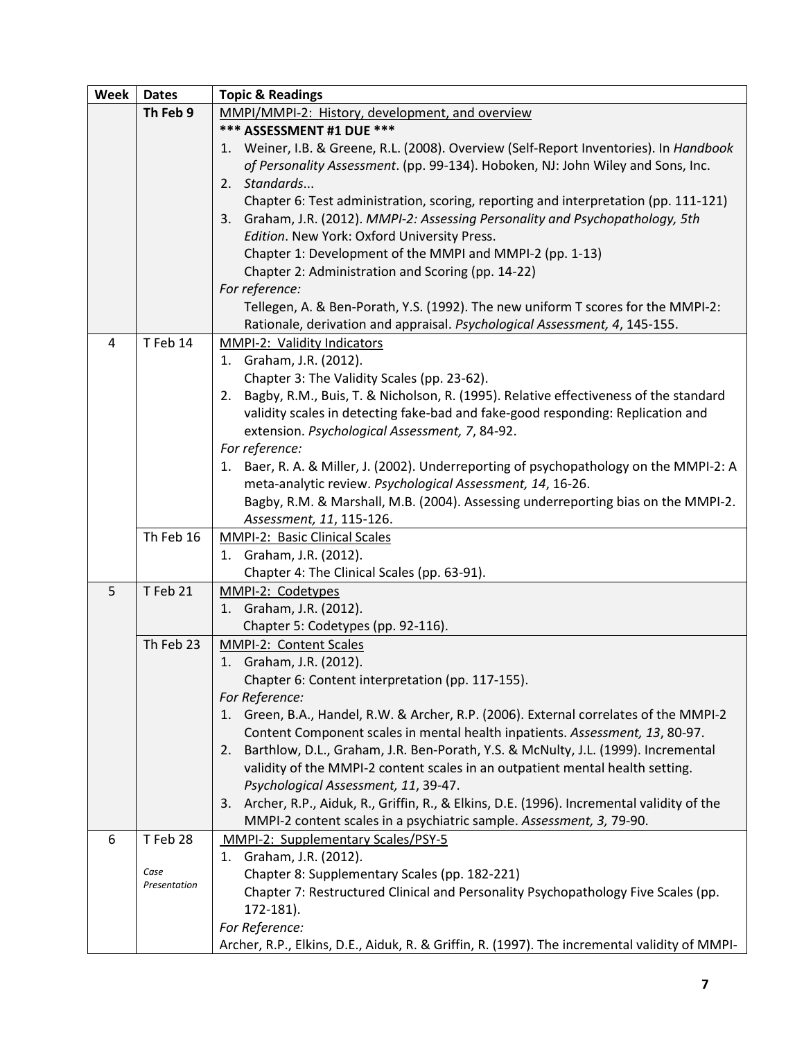| Week | Dates | Topic & Readings |
|---|---|---|
| | **Th Feb 9** | MMPI/MMPI-2: History, development, and overview<br>**\*\*\* ASSESSMENT #1 DUE \*\*\***<br>1. Weiner, I.B. & Greene, R.L. (2008). Overview (Self-Report Inventories). In *Handbook of Personality Assessment*. (pp. 99-134). Hoboken, NJ: John Wiley and Sons, Inc.<br>2. *Standards*...<br>Chapter 6: Test administration, scoring, reporting and interpretation (pp. 111-121)<br>3. Graham, J.R. (2012). *MMPI-2: Assessing Personality and Psychopathology, 5th Edition*. New York: Oxford University Press.<br>Chapter 1: Development of the MMPI and MMPI-2 (pp. 1-13)<br>Chapter 2: Administration and Scoring (pp. 14-22)<br>*For reference:*<br>Tellegen, A. & Ben-Porath, Y.S. (1992). The new uniform T scores for the MMPI-2: Rationale, derivation and appraisal. *Psychological Assessment, 4*, 145-155. |
| 4 | T Feb 14 | MMPI-2: Validity Indicators<br>1. Graham, J.R. (2012).<br>Chapter 3: The Validity Scales (pp. 23-62).<br>2. Bagby, R.M., Buis, T. & Nicholson, R. (1995). Relative effectiveness of the standard validity scales in detecting fake-bad and fake-good responding: Replication and extension. *Psychological Assessment, 7*, 84-92.<br>*For reference:*<br>1. Baer, R. A. & Miller, J. (2002). Underreporting of psychopathology on the MMPI-2: A meta-analytic review. *Psychological Assessment, 14*, 16-26.<br>Bagby, R.M. & Marshall, M.B. (2004). Assessing underreporting bias on the MMPI-2. *Assessment, 11*, 115-126. |
| | Th Feb 16 | MMPI-2: Basic Clinical Scales<br>1. Graham, J.R. (2012).<br>Chapter 4: The Clinical Scales (pp. 63-91). |
| 5 | T Feb 21 | MMPI-2: Codetypes<br>1. Graham, J.R. (2012).<br>Chapter 5: Codetypes (pp. 92-116). |
| | Th Feb 23 | MMPI-2: Content Scales<br>1. Graham, J.R. (2012).<br>Chapter 6: Content interpretation (pp. 117-155).<br>*For Reference:*<br>1. Green, B.A., Handel, R.W. & Archer, R.P. (2006). External correlates of the MMPI-2 Content Component scales in mental health inpatients. *Assessment, 13*, 80-97.<br>2. Barthlow, D.L., Graham, J.R. Ben-Porath, Y.S. & McNulty, J.L. (1999). Incremental validity of the MMPI-2 content scales in an outpatient mental health setting. *Psychological Assessment, 11*, 39-47.<br>3. Archer, R.P., Aiduk, R., Griffin, R., & Elkins, D.E. (1996). Incremental validity of the MMPI-2 content scales in a psychiatric sample. *Assessment, 3,* 79-90. |
| 6 | T Feb 28<br><br>*Case Presentation* | MMPI-2: Supplementary Scales/PSY-5<br>1. Graham, J.R. (2012).<br>Chapter 8: Supplementary Scales (pp. 182-221)<br>Chapter 7: Restructured Clinical and Personality Psychopathology Five Scales (pp. 172-181).<br>*For Reference:*<br>Archer, R.P., Elkins, D.E., Aiduk, R. & Griffin, R. (1997). The incremental validity of MMPI- |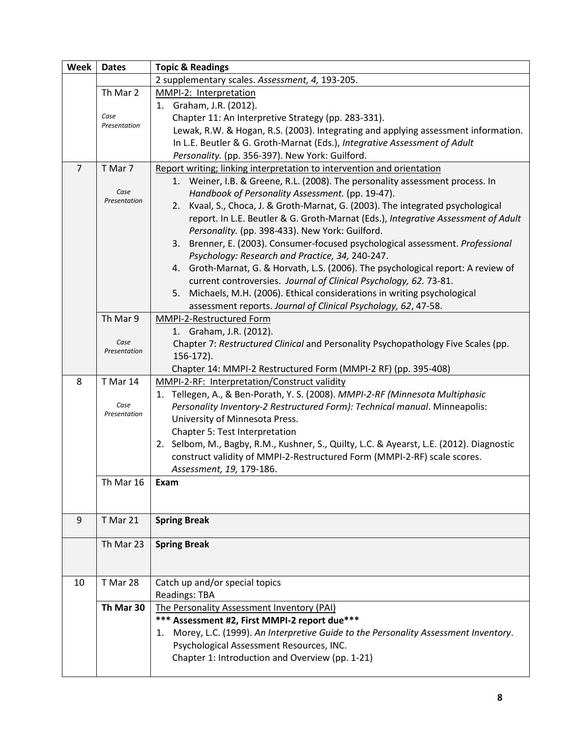| Week | Dates | Topic & Readings |
|---|---|---|
| | | 2 supplementary scales. *Assessment, 4,* 193-205. |
| | Th Mar 2<br><br>*Case Presentation* | MMPI-2: Interpretation<br>1. Graham, J.R. (2012).<br>Chapter 11: An Interpretive Strategy (pp. 283-331).<br>Lewak, R.W. & Hogan, R.S. (2003). Integrating and applying assessment information. In L.E. Beutler & G. Groth-Marnat (Eds.), *Integrative Assessment of Adult Personality.* (pp. 356-397). New York: Guilford. |
| 7 | T Mar 7<br><br>*Case Presentation* | Report writing; linking interpretation to intervention and orientation<br>1. Weiner, I.B. & Greene, R.L. (2008). The personality assessment process. In *Handbook of Personality Assessment.* (pp. 19-47).<br>2. Kvaal, S., Choca, J. & Groth-Marnat, G. (2003). The integrated psychological report. In L.E. Beutler & G. Groth-Marnat (Eds.), *Integrative Assessment of Adult Personality.* (pp. 398-433). New York: Guilford.<br>3. Brenner, E. (2003). Consumer-focused psychological assessment. *Professional Psychology: Research and Practice, 34,* 240-247.<br>4. Groth-Marnat, G. & Horvath, L.S. (2006). The psychological report: A review of current controversies. *Journal of Clinical Psychology, 62.* 73-81.<br>5. Michaels, M.H. (2006). Ethical considerations in writing psychological assessment reports. *Journal of Clinical Psychology, 62*, 47-58. |
| | Th Mar 9<br><br>*Case Presentation* | MMPI-2-Restructured Form<br>1. Graham, J.R. (2012).<br>Chapter 7: *Restructured Clinical* and Personality Psychopathology Five Scales (pp. 156-172).<br>Chapter 14: MMPI-2 Restructured Form (MMPI-2 RF) (pp. 395-408) |
| 8 | T Mar 14<br><br>*Case Presentation* | MMPI-2-RF: Interpretation/Construct validity<br>1. Tellegen, A., & Ben-Porath, Y. S. (2008). *MMPI-2-RF (Minnesota Multiphasic Personality Inventory-2 Restructured Form): Technical manual*. Minneapolis: University of Minnesota Press.<br>Chapter 5: Test Interpretation<br>2. Selbom, M., Bagby, R.M., Kushner, S., Quilty, L.C. & Ayearst, L.E. (2012). Diagnostic construct validity of MMPI-2-Restructured Form (MMPI-2-RF) scale scores. *Assessment, 19,* 179-186. |
| | Th Mar 16 | **Exam** |
| 9 | T Mar 21 | **Spring Break** |
| | Th Mar 23 | **Spring Break** |
| 10 | T Mar 28 | Catch up and/or special topics<br>Readings: TBA |
| | **Th Mar 30** | The Personality Assessment Inventory (PAI)<br>**\*\*\* Assessment #2, First MMPI-2 report due\*\*\***<br>1. Morey, L.C. (1999). *An Interpretive Guide to the Personality Assessment Inventory*. Psychological Assessment Resources, INC.<br>Chapter 1: Introduction and Overview (pp. 1-21) |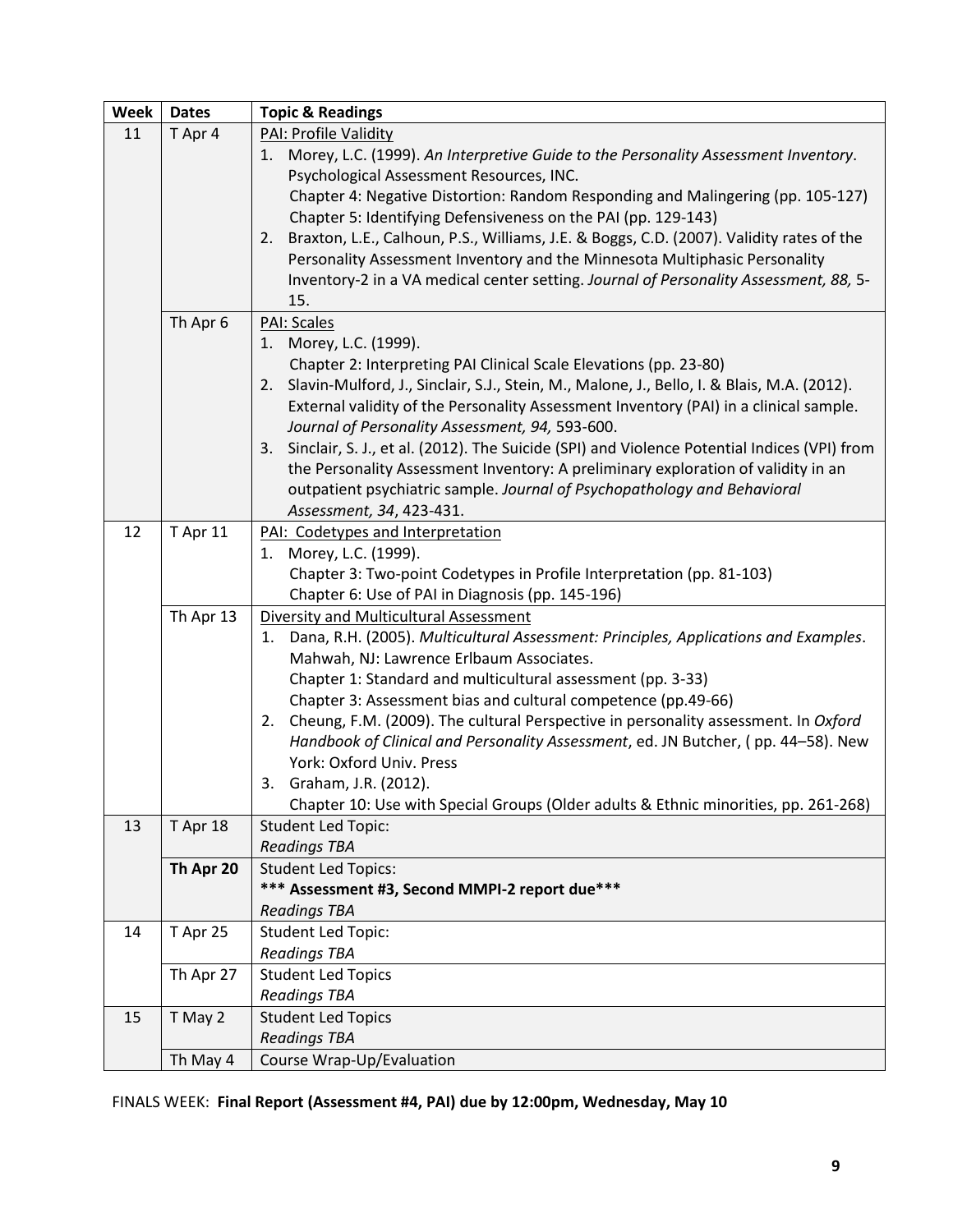| Week | Dates | Topic & Readings |
|---|---|---|
| 11 | T Apr 4 | PAI: Profile Validity<br>1. Morey, L.C. (1999). *An Interpretive Guide to the Personality Assessment Inventory*. Psychological Assessment Resources, INC.<br>Chapter 4: Negative Distortion: Random Responding and Malingering (pp. 105-127)<br>Chapter 5: Identifying Defensiveness on the PAI (pp. 129-143)<br>2. Braxton, L.E., Calhoun, P.S., Williams, J.E. & Boggs, C.D. (2007). Validity rates of the Personality Assessment Inventory and the Minnesota Multiphasic Personality Inventory-2 in a VA medical center setting. *Journal of Personality Assessment, 88,* 5-15. |
| | Th Apr 6 | PAI: Scales<br>1. Morey, L.C. (1999).<br>Chapter 2: Interpreting PAI Clinical Scale Elevations (pp. 23-80)<br>2. Slavin-Mulford, J., Sinclair, S.J., Stein, M., Malone, J., Bello, I. & Blais, M.A. (2012). External validity of the Personality Assessment Inventory (PAI) in a clinical sample. *Journal of Personality Assessment, 94,* 593-600.<br>3. Sinclair, S. J., et al. (2012). The Suicide (SPI) and Violence Potential Indices (VPI) from the Personality Assessment Inventory: A preliminary exploration of validity in an outpatient psychiatric sample. *Journal of Psychopathology and Behavioral Assessment, 34*, 423-431. |
| 12 | T Apr 11 | PAI: Codetypes and Interpretation<br>1. Morey, L.C. (1999).<br>Chapter 3: Two-point Codetypes in Profile Interpretation (pp. 81-103)<br>Chapter 6: Use of PAI in Diagnosis (pp. 145-196) |
| | Th Apr 13 | Diversity and Multicultural Assessment<br>1. Dana, R.H. (2005). *Multicultural Assessment: Principles, Applications and Examples*. Mahwah, NJ: Lawrence Erlbaum Associates.<br>Chapter 1: Standard and multicultural assessment (pp. 3-33)<br>Chapter 3: Assessment bias and cultural competence (pp.49-66)<br>2. Cheung, F.M. (2009). The cultural Perspective in personality assessment. In *Oxford Handbook of Clinical and Personality Assessment*, ed. JN Butcher, ( pp. 44–58). New York: Oxford Univ. Press<br>3. Graham, J.R. (2012).<br>Chapter 10: Use with Special Groups (Older adults & Ethnic minorities, pp. 261-268) |
| 13 | T Apr 18 | Student Led Topic:<br>*Readings TBA* |
| | **Th Apr 20** | Student Led Topics:<br>**\*\*\* Assessment #3, Second MMPI-2 report due\*\*\***<br>*Readings TBA* |
| 14 | T Apr 25 | Student Led Topic:<br>*Readings TBA* |
| | Th Apr 27 | Student Led Topics<br>*Readings TBA* |
| 15 | T May 2 | Student Led Topics<br>*Readings TBA* |
| | Th May 4 | Course Wrap-Up/Evaluation |

FINALS WEEK: **Final Report (Assessment #4, PAI) due by 12:00pm, Wednesday, May 10**